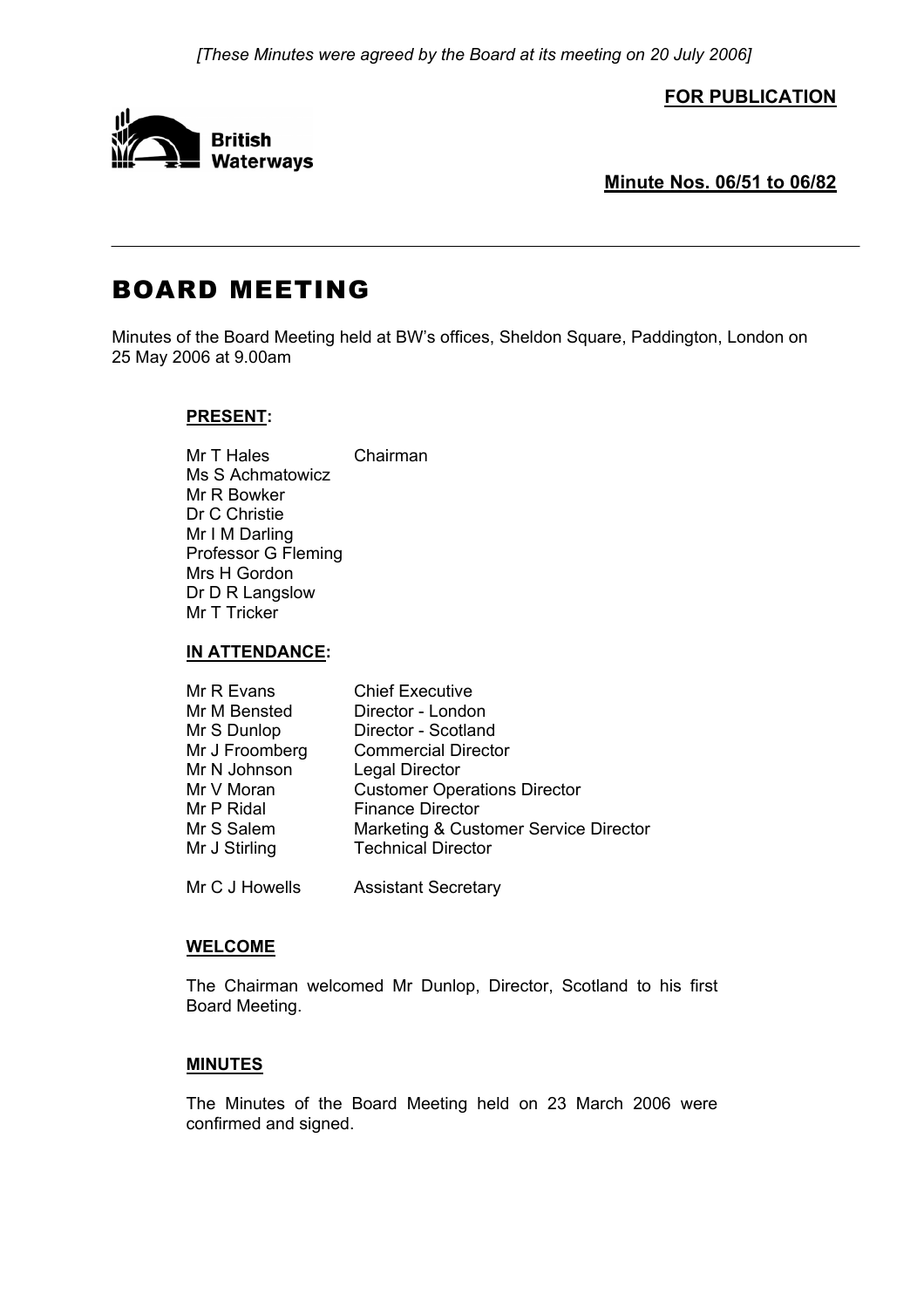*[These Minutes were agreed by the Board at its meeting on 20 July 2006]*

**FOR PUBLICATION**

British Waterways

**Minute Nos. 06/51 to 06/82**

---

# BOARD MEETING

Minutes of the Board Meeting held at BW's offices, Sheldon Square, Paddington, London on 25 May 2006 at 9.00am

## PRESENT:

| | |
|---|---|
| Mr T Hales | Chairman |
| Ms S Achmatowicz | |
| Mr R Bowker | |
| Dr C Christie | |
| Mr I M Darling | |
| Professor G Fleming | |
| Mrs H Gordon | |
| Dr D R Langslow | |
| Mr T Tricker | |

## IN ATTENDANCE:

| | |
|---|---|
| Mr R Evans | Chief Executive |
| Mr M Bensted | Director - London |
| Mr S Dunlop | Director - Scotland |
| Mr J Froomberg | Commercial Director |
| Mr N Johnson | Legal Director |
| Mr V Moran | Customer Operations Director |
| Mr P Ridal | Finance Director |
| Mr S Salem | Marketing & Customer Service Director |
| Mr J Stirling | Technical Director |
| Mr C J Howells | Assistant Secretary |

## WELCOME

The Chairman welcomed Mr Dunlop, Director, Scotland to his first Board Meeting.

## MINUTES

The Minutes of the Board Meeting held on 23 March 2006 were confirmed and signed.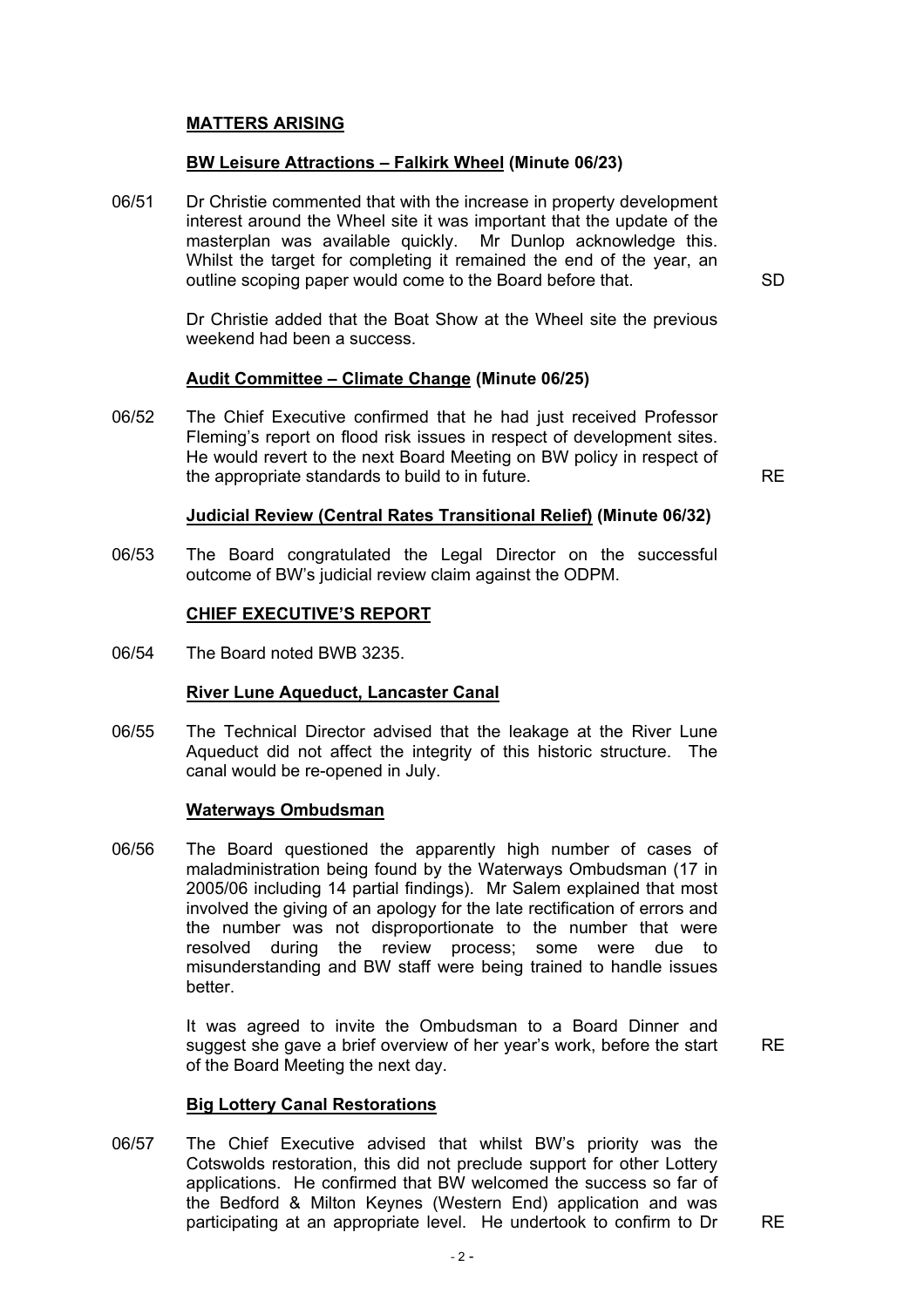## MATTERS ARISING

### BW Leisure Attractions – Falkirk Wheel (Minute 06/23)

06/51 Dr Christie commented that with the increase in property development interest around the Wheel site it was important that the update of the masterplan was available quickly. Mr Dunlop acknowledge this. Whilst the target for completing it remained the end of the year, an outline scoping paper would come to the Board before that. **SD**

Dr Christie added that the Boat Show at the Wheel site the previous weekend had been a success.

### Audit Committee – Climate Change (Minute 06/25)

06/52 The Chief Executive confirmed that he had just received Professor Fleming's report on flood risk issues in respect of development sites. He would revert to the next Board Meeting on BW policy in respect of the appropriate standards to build to in future. **RE**

### Judicial Review (Central Rates Transitional Relief) (Minute 06/32)

06/53 The Board congratulated the Legal Director on the successful outcome of BW's judicial review claim against the ODPM.

## CHIEF EXECUTIVE'S REPORT

06/54 The Board noted BWB 3235.

### River Lune Aqueduct, Lancaster Canal

06/55 The Technical Director advised that the leakage at the River Lune Aqueduct did not affect the integrity of this historic structure. The canal would be re-opened in July.

### Waterways Ombudsman

06/56 The Board questioned the apparently high number of cases of maladministration being found by the Waterways Ombudsman (17 in 2005/06 including 14 partial findings). Mr Salem explained that most involved the giving of an apology for the late rectification of errors and the number was not disproportionate to the number that were resolved during the review process; some were due to misunderstanding and BW staff were being trained to handle issues better.

It was agreed to invite the Ombudsman to a Board Dinner and suggest she gave a brief overview of her year's work, before the start of the Board Meeting the next day. **RE**

### Big Lottery Canal Restorations

06/57 The Chief Executive advised that whilst BW's priority was the Cotswolds restoration, this did not preclude support for other Lottery applications. He confirmed that BW welcomed the success so far of the Bedford & Milton Keynes (Western End) application and was participating at an appropriate level. He undertook to confirm to Dr **RE**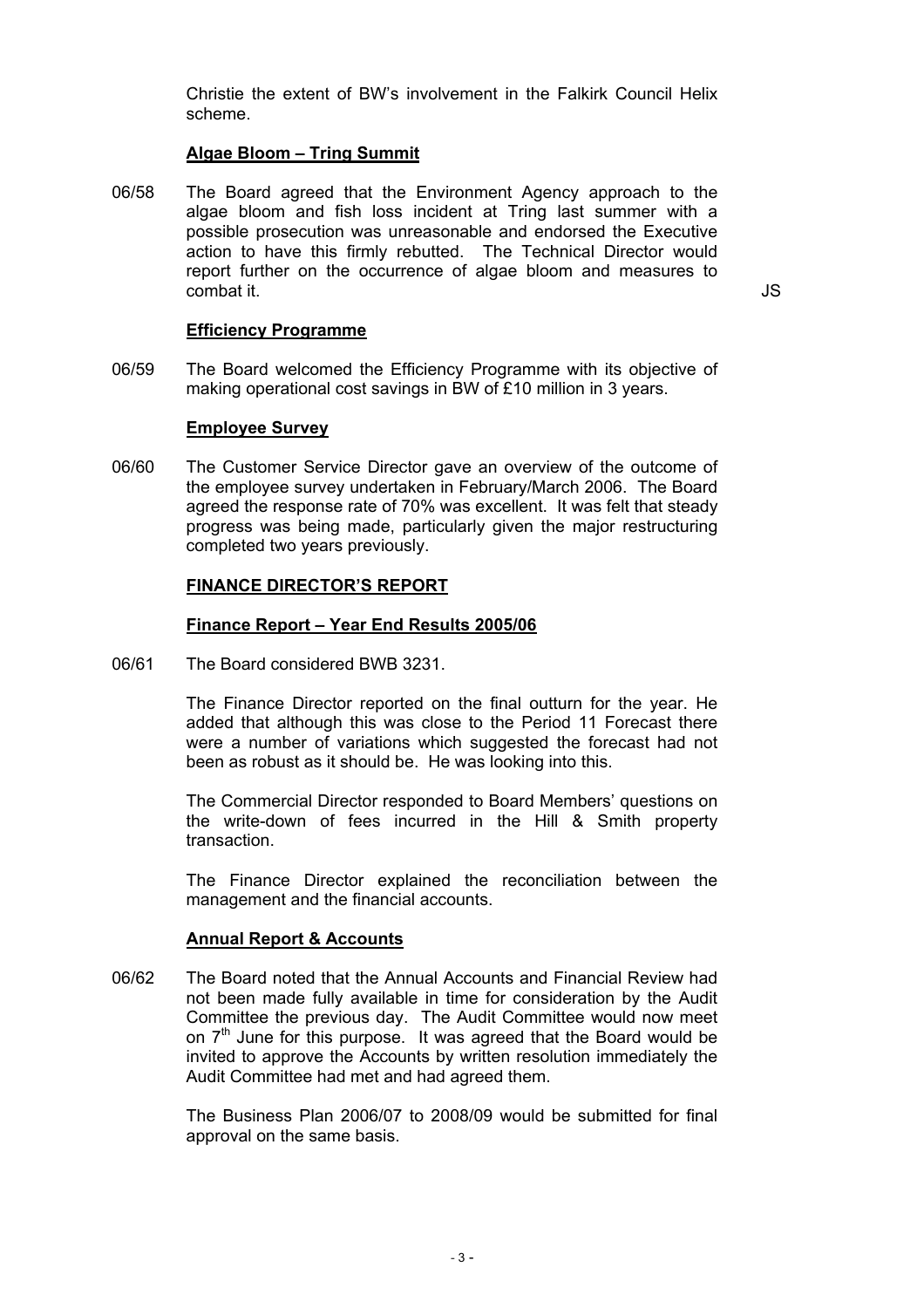Christie the extent of BW's involvement in the Falkirk Council Helix scheme.

**Algae Bloom – Tring Summit**

06/58 The Board agreed that the Environment Agency approach to the algae bloom and fish loss incident at Tring last summer with a possible prosecution was unreasonable and endorsed the Executive action to have this firmly rebutted. The Technical Director would report further on the occurrence of algae bloom and measures to combat it. JS

**Efficiency Programme**

06/59 The Board welcomed the Efficiency Programme with its objective of making operational cost savings in BW of £10 million in 3 years.

**Employee Survey**

06/60 The Customer Service Director gave an overview of the outcome of the employee survey undertaken in February/March 2006. The Board agreed the response rate of 70% was excellent. It was felt that steady progress was being made, particularly given the major restructuring completed two years previously.

**FINANCE DIRECTOR'S REPORT**

**Finance Report – Year End Results 2005/06**

06/61 The Board considered BWB 3231.

The Finance Director reported on the final outturn for the year. He added that although this was close to the Period 11 Forecast there were a number of variations which suggested the forecast had not been as robust as it should be. He was looking into this.

The Commercial Director responded to Board Members' questions on the write-down of fees incurred in the Hill & Smith property transaction.

The Finance Director explained the reconciliation between the management and the financial accounts.

**Annual Report & Accounts**

06/62 The Board noted that the Annual Accounts and Financial Review had not been made fully available in time for consideration by the Audit Committee the previous day. The Audit Committee would now meet on 7th June for this purpose. It was agreed that the Board would be invited to approve the Accounts by written resolution immediately the Audit Committee had met and had agreed them.

The Business Plan 2006/07 to 2008/09 would be submitted for final approval on the same basis.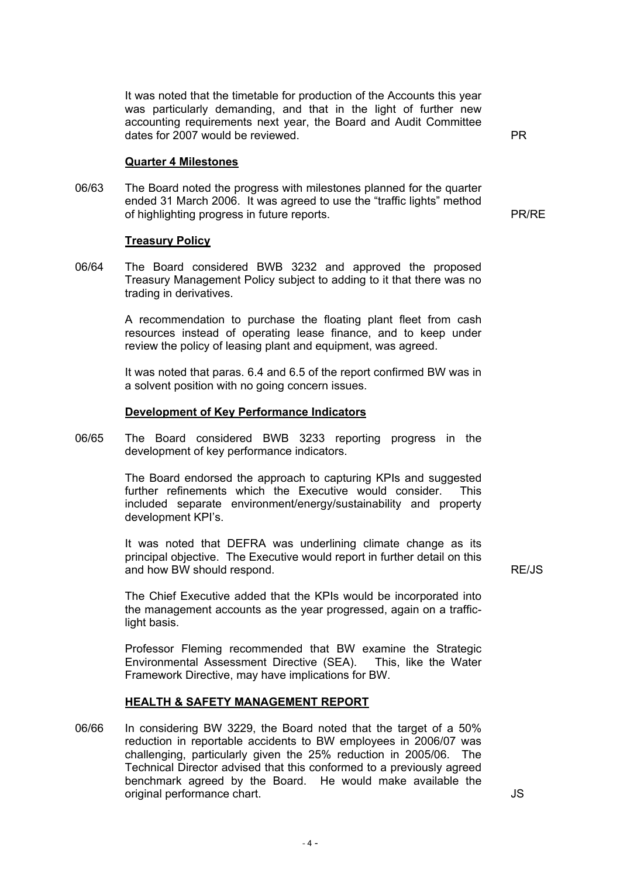It was noted that the timetable for production of the Accounts this year was particularly demanding, and that in the light of further new accounting requirements next year, the Board and Audit Committee dates for 2007 would be reviewed. **PR**

**Quarter 4 Milestones**

06/63 The Board noted the progress with milestones planned for the quarter ended 31 March 2006. It was agreed to use the "traffic lights" method of highlighting progress in future reports. **PR/RE**

**Treasury Policy**

06/64 The Board considered BWB 3232 and approved the proposed Treasury Management Policy subject to adding to it that there was no trading in derivatives.

A recommendation to purchase the floating plant fleet from cash resources instead of operating lease finance, and to keep under review the policy of leasing plant and equipment, was agreed.

It was noted that paras. 6.4 and 6.5 of the report confirmed BW was in a solvent position with no going concern issues.

**Development of Key Performance Indicators**

06/65 The Board considered BWB 3233 reporting progress in the development of key performance indicators.

The Board endorsed the approach to capturing KPIs and suggested further refinements which the Executive would consider. This included separate environment/energy/sustainability and property development KPI's.

It was noted that DEFRA was underlining climate change as its principal objective. The Executive would report in further detail on this and how BW should respond. **RE/JS**

The Chief Executive added that the KPIs would be incorporated into the management accounts as the year progressed, again on a traffic-light basis.

Professor Fleming recommended that BW examine the Strategic Environmental Assessment Directive (SEA). This, like the Water Framework Directive, may have implications for BW.

**HEALTH & SAFETY MANAGEMENT REPORT**

06/66 In considering BW 3229, the Board noted that the target of a 50% reduction in reportable accidents to BW employees in 2006/07 was challenging, particularly given the 25% reduction in 2005/06. The Technical Director advised that this conformed to a previously agreed benchmark agreed by the Board. He would make available the original performance chart. **JS**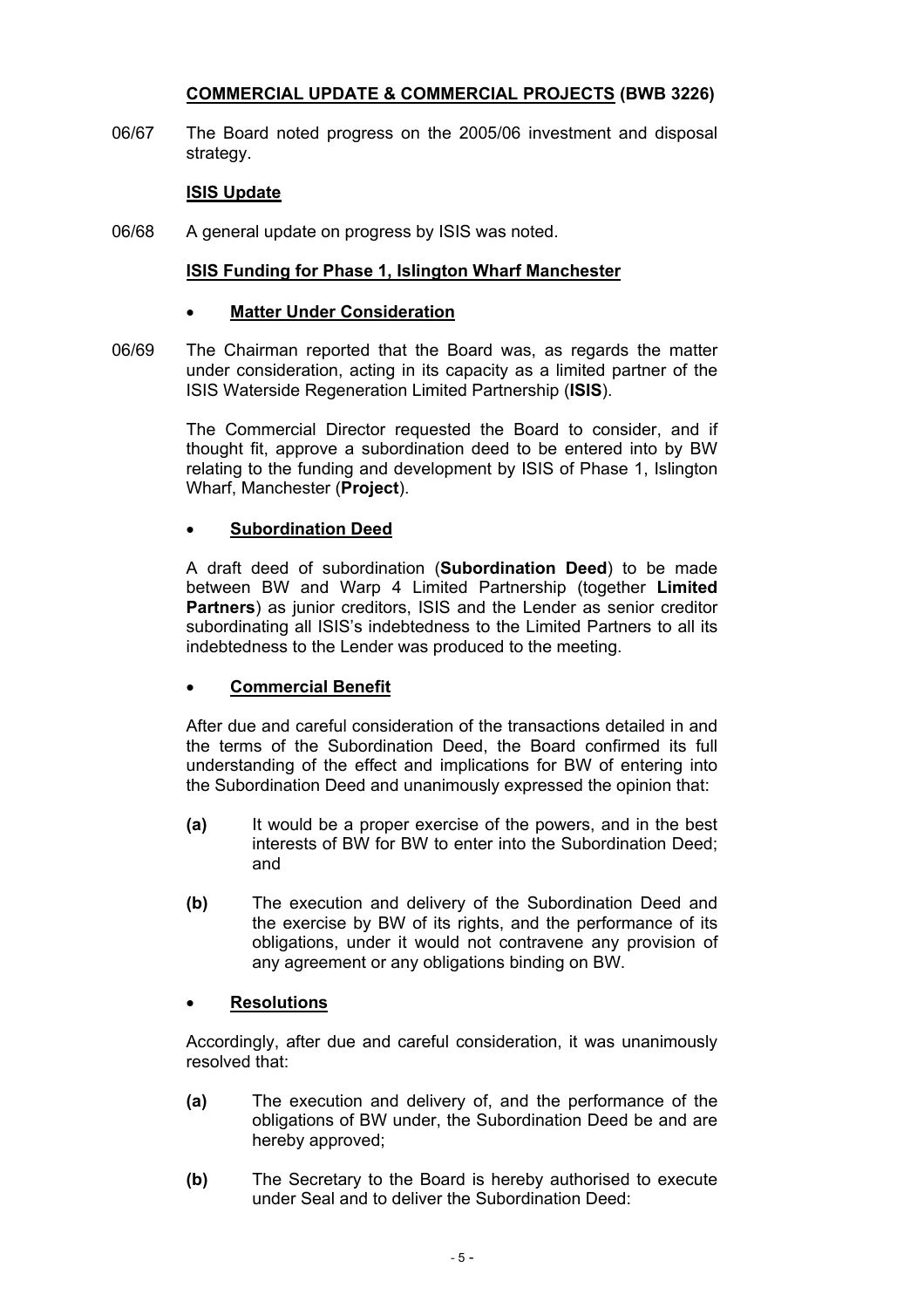## COMMERCIAL UPDATE & COMMERCIAL PROJECTS (BWB 3226)

06/67 The Board noted progress on the 2005/06 investment and disposal strategy.

### ISIS Update

06/68 A general update on progress by ISIS was noted.

### ISIS Funding for Phase 1, Islington Wharf Manchester

- **Matter Under Consideration**

06/69 The Chairman reported that the Board was, as regards the matter under consideration, acting in its capacity as a limited partner of the ISIS Waterside Regeneration Limited Partnership (**ISIS**).

The Commercial Director requested the Board to consider, and if thought fit, approve a subordination deed to be entered into by BW relating to the funding and development by ISIS of Phase 1, Islington Wharf, Manchester (**Project**).

- **Subordination Deed**

A draft deed of subordination (**Subordination Deed**) to be made between BW and Warp 4 Limited Partnership (together **Limited Partners**) as junior creditors, ISIS and the Lender as senior creditor subordinating all ISIS's indebtedness to the Limited Partners to all its indebtedness to the Lender was produced to the meeting.

- **Commercial Benefit**

After due and careful consideration of the transactions detailed in and the terms of the Subordination Deed, the Board confirmed its full understanding of the effect and implications for BW of entering into the Subordination Deed and unanimously expressed the opinion that:

**(a)** It would be a proper exercise of the powers, and in the best interests of BW for BW to enter into the Subordination Deed; and

**(b)** The execution and delivery of the Subordination Deed and the exercise by BW of its rights, and the performance of its obligations, under it would not contravene any provision of any agreement or any obligations binding on BW.

- **Resolutions**

Accordingly, after due and careful consideration, it was unanimously resolved that:

**(a)** The execution and delivery of, and the performance of the obligations of BW under, the Subordination Deed be and are hereby approved;

**(b)** The Secretary to the Board is hereby authorised to execute under Seal and to deliver the Subordination Deed: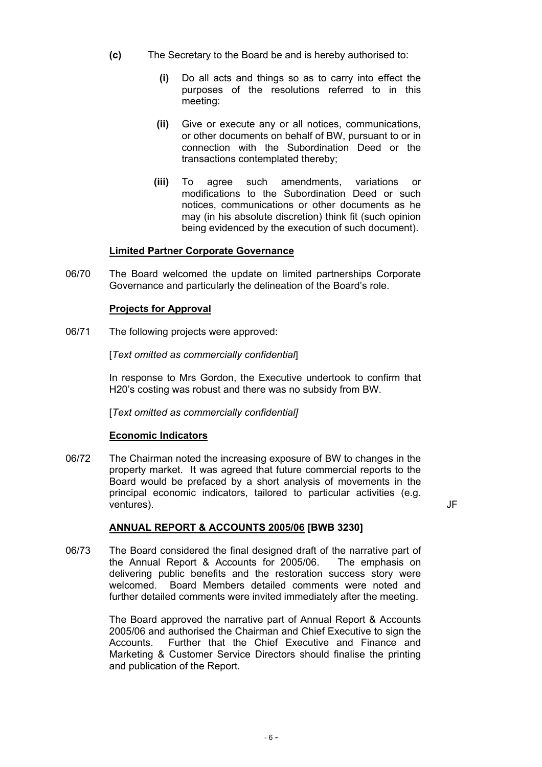**(c)** The Secretary to the Board be and is hereby authorised to:

**(i)** Do all acts and things so as to carry into effect the purposes of the resolutions referred to in this meeting:

**(ii)** Give or execute any or all notices, communications, or other documents on behalf of BW, pursuant to or in connection with the Subordination Deed or the transactions contemplated thereby;

**(iii)** To agree such amendments, variations or modifications to the Subordination Deed or such notices, communications or other documents as he may (in his absolute discretion) think fit (such opinion being evidenced by the execution of such document).

**Limited Partner Corporate Governance**

06/70 The Board welcomed the update on limited partnerships Corporate Governance and particularly the delineation of the Board's role.

**Projects for Approval**

06/71 The following projects were approved:

[*Text omitted as commercially confidential*]

In response to Mrs Gordon, the Executive undertook to confirm that H20's costing was robust and there was no subsidy from BW.

[*Text omitted as commercially confidential]*

**Economic Indicators**

06/72 The Chairman noted the increasing exposure of BW to changes in the property market. It was agreed that future commercial reports to the Board would be prefaced by a short analysis of movements in the principal economic indicators, tailored to particular activities (e.g. ventures). JF

**ANNUAL REPORT & ACCOUNTS 2005/06 [BWB 3230]**

06/73 The Board considered the final designed draft of the narrative part of the Annual Report & Accounts for 2005/06. The emphasis on delivering public benefits and the restoration success story were welcomed. Board Members detailed comments were noted and further detailed comments were invited immediately after the meeting.

The Board approved the narrative part of Annual Report & Accounts 2005/06 and authorised the Chairman and Chief Executive to sign the Accounts. Further that the Chief Executive and Finance and Marketing & Customer Service Directors should finalise the printing and publication of the Report.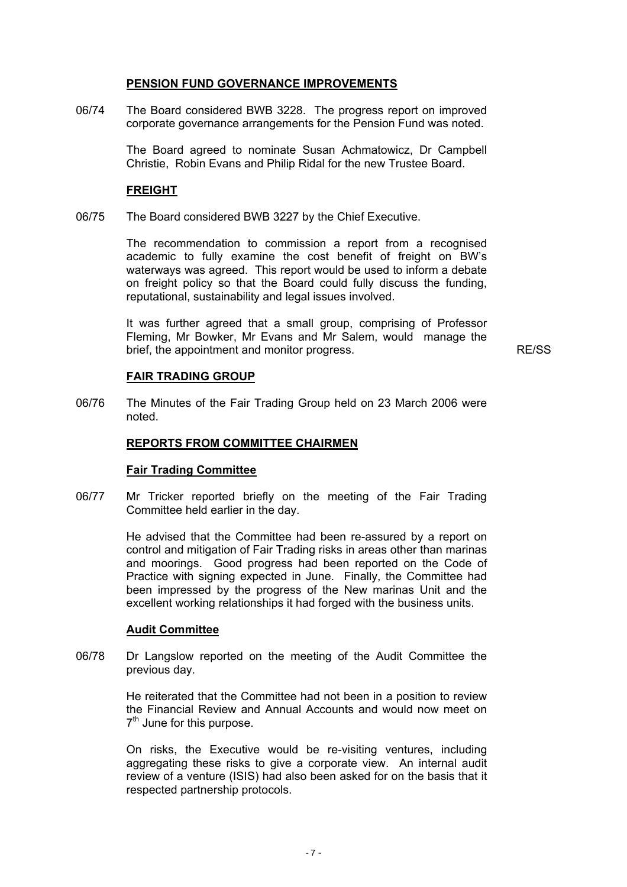## PENSION FUND GOVERNANCE IMPROVEMENTS

06/74 The Board considered BWB 3228. The progress report on improved corporate governance arrangements for the Pension Fund was noted.

The Board agreed to nominate Susan Achmatowicz, Dr Campbell Christie, Robin Evans and Philip Ridal for the new Trustee Board.

## FREIGHT

06/75 The Board considered BWB 3227 by the Chief Executive.

The recommendation to commission a report from a recognised academic to fully examine the cost benefit of freight on BW's waterways was agreed. This report would be used to inform a debate on freight policy so that the Board could fully discuss the funding, reputational, sustainability and legal issues involved.

It was further agreed that a small group, comprising of Professor Fleming, Mr Bowker, Mr Evans and Mr Salem, would manage the brief, the appointment and monitor progress. RE/SS

## FAIR TRADING GROUP

06/76 The Minutes of the Fair Trading Group held on 23 March 2006 were noted.

## REPORTS FROM COMMITTEE CHAIRMEN

### Fair Trading Committee

06/77 Mr Tricker reported briefly on the meeting of the Fair Trading Committee held earlier in the day.

He advised that the Committee had been re-assured by a report on control and mitigation of Fair Trading risks in areas other than marinas and moorings. Good progress had been reported on the Code of Practice with signing expected in June. Finally, the Committee had been impressed by the progress of the New marinas Unit and the excellent working relationships it had forged with the business units.

### Audit Committee

06/78 Dr Langslow reported on the meeting of the Audit Committee the previous day.

He reiterated that the Committee had not been in a position to review the Financial Review and Annual Accounts and would now meet on 7th June for this purpose.

On risks, the Executive would be re-visiting ventures, including aggregating these risks to give a corporate view. An internal audit review of a venture (ISIS) had also been asked for on the basis that it respected partnership protocols.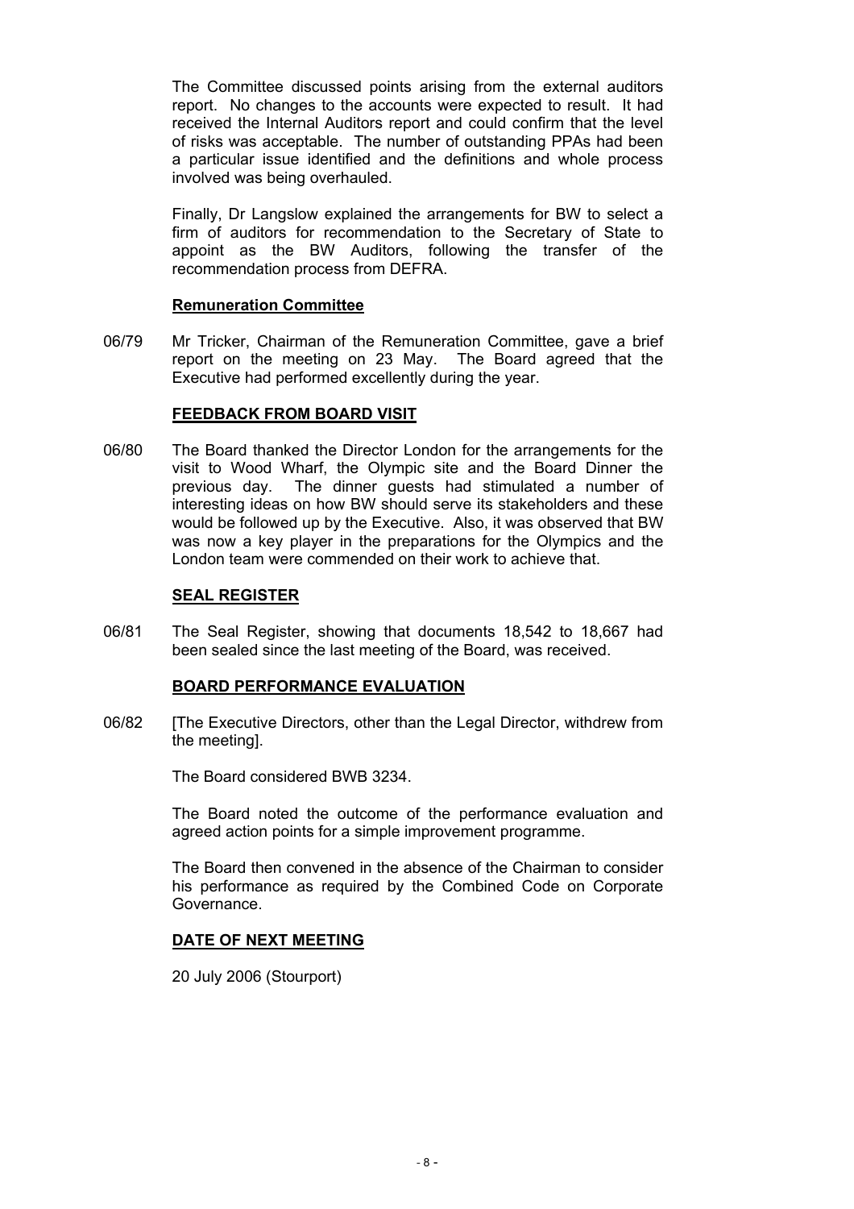The Committee discussed points arising from the external auditors report. No changes to the accounts were expected to result. It had received the Internal Auditors report and could confirm that the level of risks was acceptable. The number of outstanding PPAs had been a particular issue identified and the definitions and whole process involved was being overhauled.

Finally, Dr Langslow explained the arrangements for BW to select a firm of auditors for recommendation to the Secretary of State to appoint as the BW Auditors, following the transfer of the recommendation process from DEFRA.

**Remuneration Committee**

06/79 Mr Tricker, Chairman of the Remuneration Committee, gave a brief report on the meeting on 23 May. The Board agreed that the Executive had performed excellently during the year.

**FEEDBACK FROM BOARD VISIT**

06/80 The Board thanked the Director London for the arrangements for the visit to Wood Wharf, the Olympic site and the Board Dinner the previous day. The dinner guests had stimulated a number of interesting ideas on how BW should serve its stakeholders and these would be followed up by the Executive. Also, it was observed that BW was now a key player in the preparations for the Olympics and the London team were commended on their work to achieve that.

**SEAL REGISTER**

06/81 The Seal Register, showing that documents 18,542 to 18,667 had been sealed since the last meeting of the Board, was received.

**BOARD PERFORMANCE EVALUATION**

06/82 [The Executive Directors, other than the Legal Director, withdrew from the meeting].

The Board considered BWB 3234.

The Board noted the outcome of the performance evaluation and agreed action points for a simple improvement programme.

The Board then convened in the absence of the Chairman to consider his performance as required by the Combined Code on Corporate Governance.

**DATE OF NEXT MEETING**

20 July 2006 (Stourport)